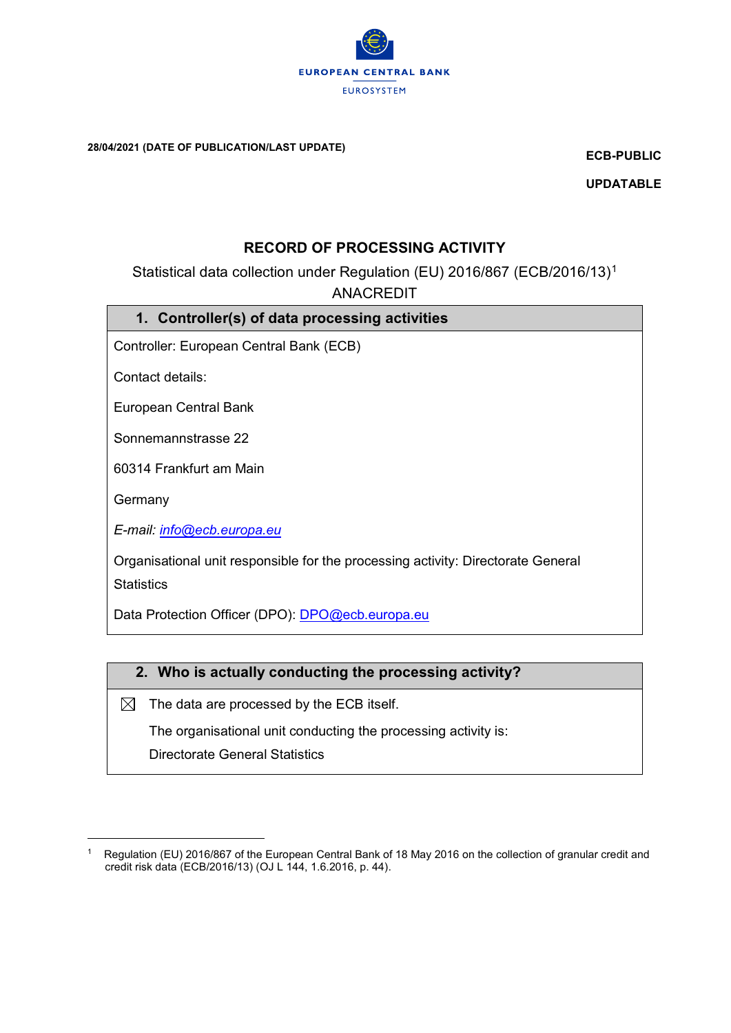EUROPEAN CENTRAL BANK

EUROSYSTEM

**28/04/2021 (DATE OF PUBLICATION/LAST UPDATE)**

**ECB-PUBLIC**

**UPDATABLE**

# RECORD OF PROCESSING ACTIVITY

Statistical data collection under Regulation (EU) 2016/867 (ECB/2016/13)[1]

ANACREDIT

## 1. Controller(s) of data processing activities

Controller: European Central Bank (ECB)

Contact details:

European Central Bank

Sonnemannstrasse 22

60314 Frankfurt am Main

Germany

*E-mail: info@ecb.europa.eu*

Organisational unit responsible for the processing activity: Directorate General Statistics

Data Protection Officer (DPO): DPO@ecb.europa.eu

## 2. Who is actually conducting the processing activity?

☒ The data are processed by the ECB itself.

The organisational unit conducting the processing activity is:

Directorate General Statistics

---

[1] Regulation (EU) 2016/867 of the European Central Bank of 18 May 2016 on the collection of granular credit and credit risk data (ECB/2016/13) (OJ L 144, 1.6.2016, p. 44).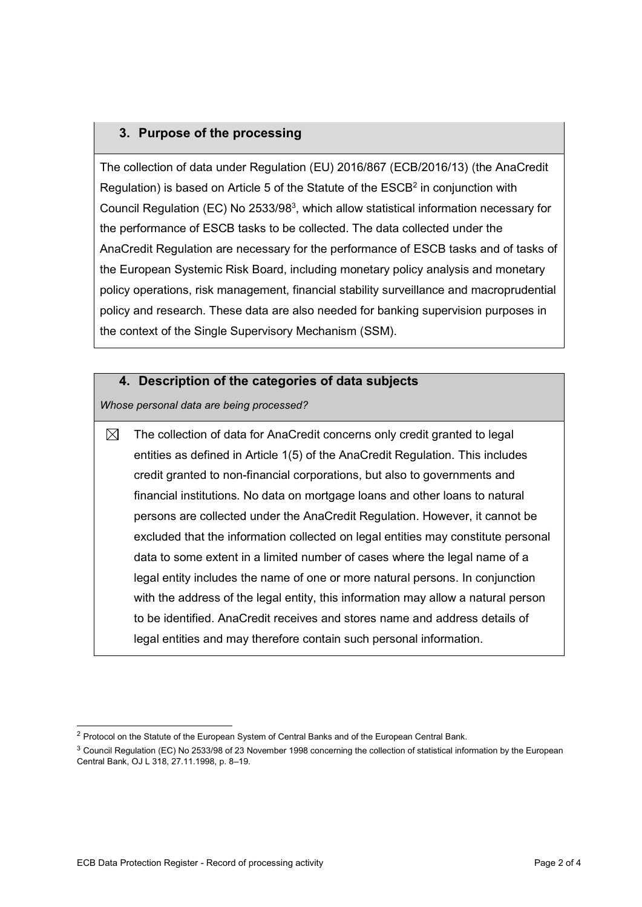## 3. Purpose of the processing

The collection of data under Regulation (EU) 2016/867 (ECB/2016/13) (the AnaCredit Regulation) is based on Article 5 of the Statute of the ESCB[2] in conjunction with Council Regulation (EC) No 2533/98[3], which allow statistical information necessary for the performance of ESCB tasks to be collected. The data collected under the AnaCredit Regulation are necessary for the performance of ESCB tasks and of tasks of the European Systemic Risk Board, including monetary policy analysis and monetary policy operations, risk management, financial stability surveillance and macroprudential policy and research. These data are also needed for banking supervision purposes in the context of the Single Supervisory Mechanism (SSM).

## 4. Description of the categories of data subjects

*Whose personal data are being processed?*

☒ The collection of data for AnaCredit concerns only credit granted to legal entities as defined in Article 1(5) of the AnaCredit Regulation. This includes credit granted to non-financial corporations, but also to governments and financial institutions. No data on mortgage loans and other loans to natural persons are collected under the AnaCredit Regulation. However, it cannot be excluded that the information collected on legal entities may constitute personal data to some extent in a limited number of cases where the legal name of a legal entity includes the name of one or more natural persons. In conjunction with the address of the legal entity, this information may allow a natural person to be identified. AnaCredit receives and stores name and address details of legal entities and may therefore contain such personal information.

---

[2] Protocol on the Statute of the European System of Central Banks and of the European Central Bank.

[3] Council Regulation (EC) No 2533/98 of 23 November 1998 concerning the collection of statistical information by the European Central Bank, OJ L 318, 27.11.1998, p. 8–19.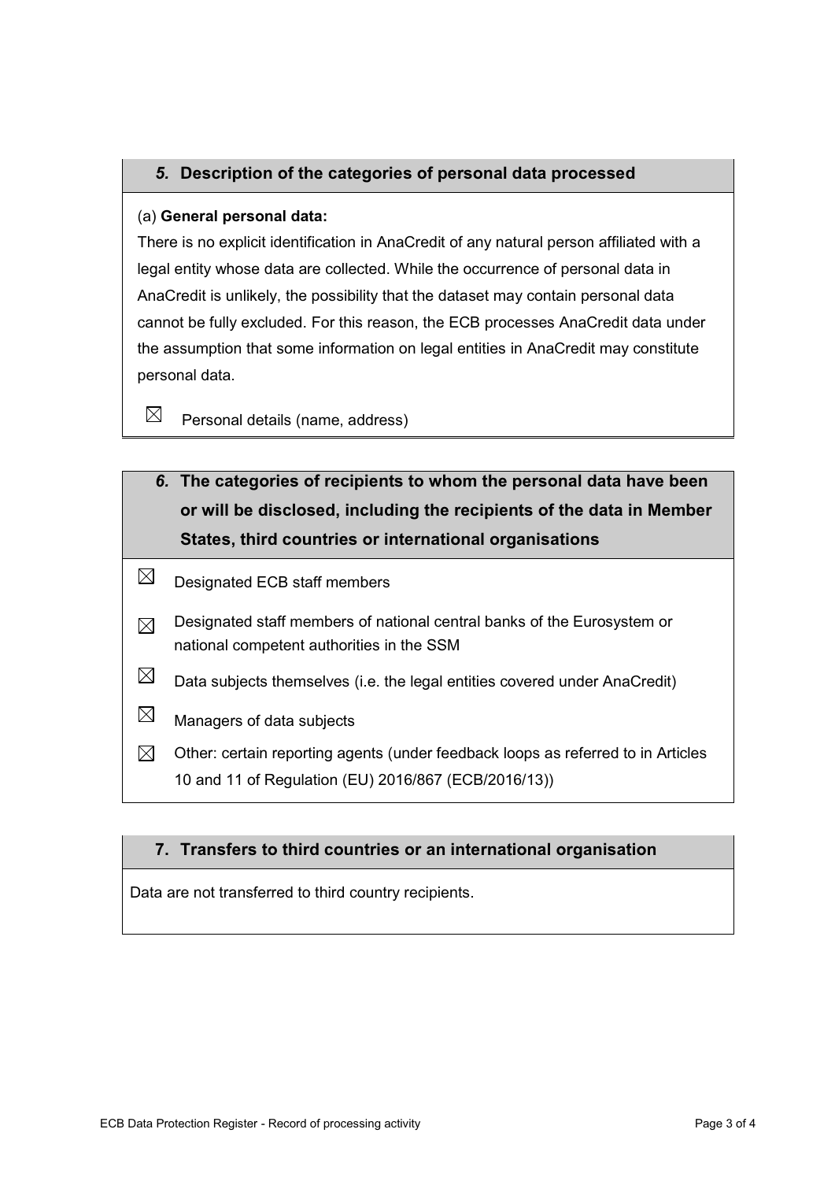## *5.* Description of the categories of personal data processed

(a) **General personal data:**

There is no explicit identification in AnaCredit of any natural person affiliated with a legal entity whose data are collected. While the occurrence of personal data in AnaCredit is unlikely, the possibility that the dataset may contain personal data cannot be fully excluded. For this reason, the ECB processes AnaCredit data under the assumption that some information on legal entities in AnaCredit may constitute personal data.

☒ Personal details (name, address)

## *6.* The categories of recipients to whom the personal data have been or will be disclosed, including the recipients of the data in Member States, third countries or international organisations

☒ Designated ECB staff members

☒ Designated staff members of national central banks of the Eurosystem or national competent authorities in the SSM

☒ Data subjects themselves (i.e. the legal entities covered under AnaCredit)

☒ Managers of data subjects

☒ Other: certain reporting agents (under feedback loops as referred to in Articles 10 and 11 of Regulation (EU) 2016/867 (ECB/2016/13))

## 7. Transfers to third countries or an international organisation

Data are not transferred to third country recipients.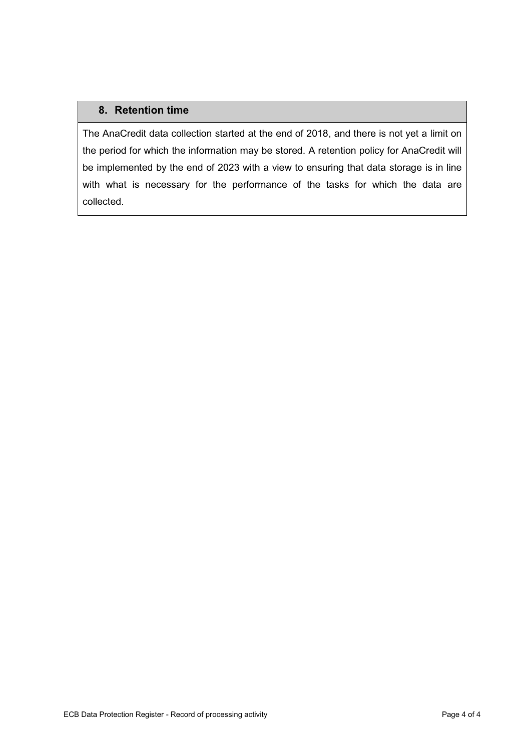## 8. Retention time

The AnaCredit data collection started at the end of 2018, and there is not yet a limit on the period for which the information may be stored. A retention policy for AnaCredit will be implemented by the end of 2023 with a view to ensuring that data storage is in line with what is necessary for the performance of the tasks for which the data are collected.